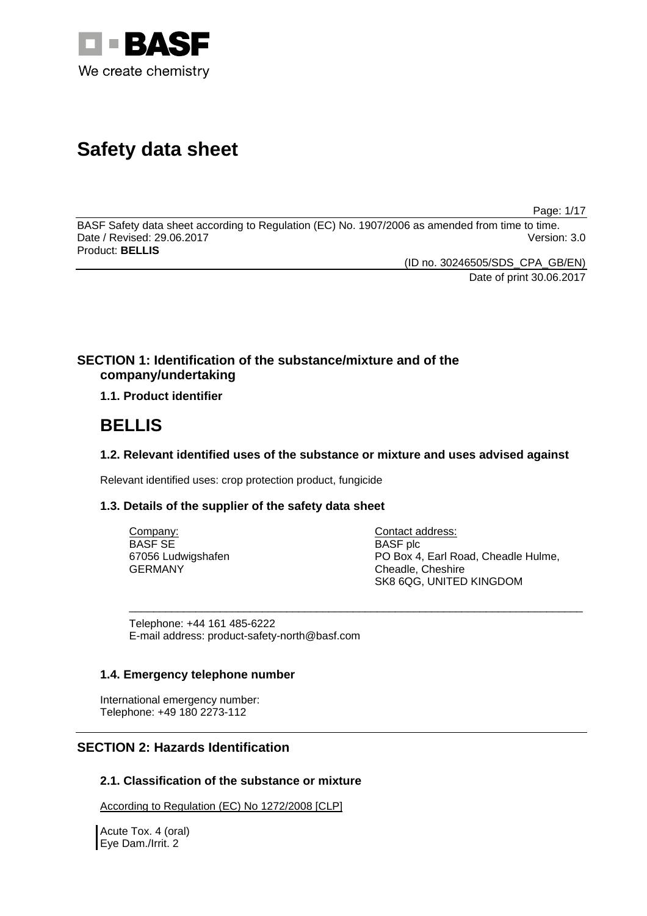# Safety data sheet

BASF Safety data sheet according to Regulation (EC) No. 1907/2006 as amended from time to time.
Date / Revised: 29.06.2017 Version: 3.0
Product: **BELLIS**

(ID no. 30246505/SDS_CPA_GB/EN)
Date of print 30.06.2017

## SECTION 1: Identification of the substance/mixture and of the company/undertaking

### 1.1. Product identifier

# BELLIS

### 1.2. Relevant identified uses of the substance or mixture and uses advised against

Relevant identified uses: crop protection product, fungicide

### 1.3. Details of the supplier of the safety data sheet

Company:
BASF SE
67056 Ludwigshafen
GERMANY

Contact address:
BASF plc
PO Box 4, Earl Road, Cheadle Hulme,
Cheadle, Cheshire
SK8 6QG, UNITED KINGDOM

Telephone: +44 161 485-6222
E-mail address: product-safety-north@basf.com

### 1.4. Emergency telephone number

International emergency number:
Telephone: +49 180 2273-112

## SECTION 2: Hazards Identification

### 2.1. Classification of the substance or mixture

According to Regulation (EC) No 1272/2008 [CLP]

Acute Tox. 4 (oral)
Eye Dam./Irrit. 2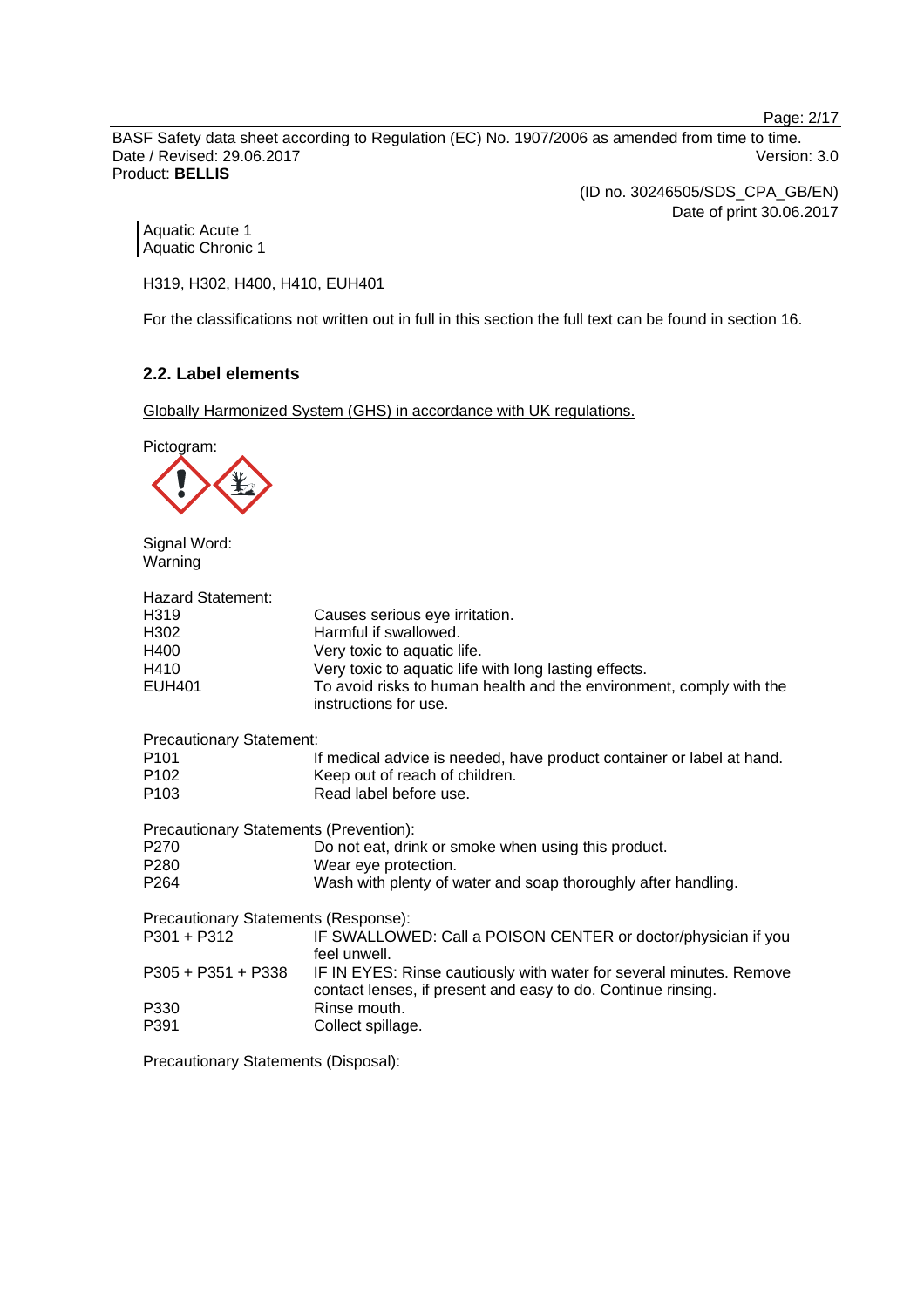Aquatic Acute 1
Aquatic Chronic 1

H319, H302, H400, H410, EUH401

For the classifications not written out in full in this section the full text can be found in section 16.

### 2.2. Label elements

Globally Harmonized System (GHS) in accordance with UK regulations.

Pictogram:

Signal Word:
Warning

Hazard Statement:

| | |
|---|---|
| H319 | Causes serious eye irritation. |
| H302 | Harmful if swallowed. |
| H400 | Very toxic to aquatic life. |
| H410 | Very toxic to aquatic life with long lasting effects. |
| EUH401 | To avoid risks to human health and the environment, comply with the instructions for use. |

Precautionary Statement:

| | |
|---|---|
| P101 | If medical advice is needed, have product container or label at hand. |
| P102 | Keep out of reach of children. |
| P103 | Read label before use. |

Precautionary Statements (Prevention):

| | |
|---|---|
| P270 | Do not eat, drink or smoke when using this product. |
| P280 | Wear eye protection. |
| P264 | Wash with plenty of water and soap thoroughly after handling. |

Precautionary Statements (Response):

| | |
|---|---|
| P301 + P312 | IF SWALLOWED: Call a POISON CENTER or doctor/physician if you feel unwell. |
| P305 + P351 + P338 | IF IN EYES: Rinse cautiously with water for several minutes. Remove contact lenses, if present and easy to do. Continue rinsing. |
| P330 | Rinse mouth. |
| P391 | Collect spillage. |

Precautionary Statements (Disposal):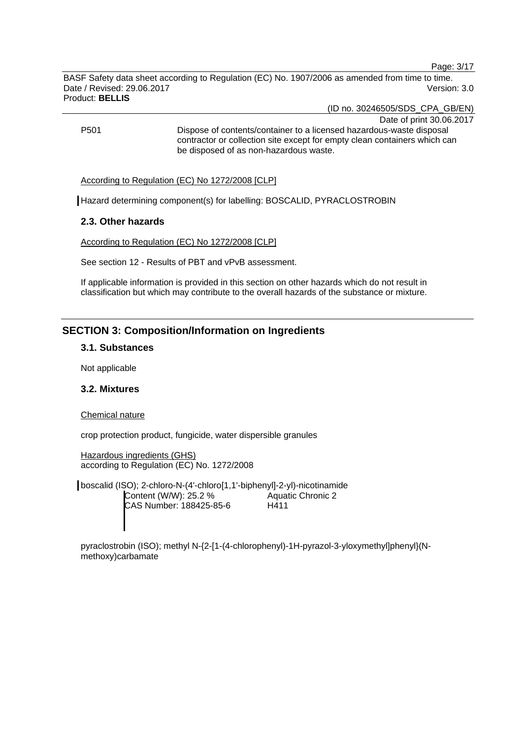P501 Dispose of contents/container to a licensed hazardous-waste disposal contractor or collection site except for empty clean containers which can be disposed of as non-hazardous waste.

According to Regulation (EC) No 1272/2008 [CLP]

Hazard determining component(s) for labelling: BOSCALID, PYRACLOSTROBIN

### 2.3. Other hazards

According to Regulation (EC) No 1272/2008 [CLP]

See section 12 - Results of PBT and vPvB assessment.

If applicable information is provided in this section on other hazards which do not result in classification but which may contribute to the overall hazards of the substance or mixture.

## SECTION 3: Composition/Information on Ingredients

### 3.1. Substances

Not applicable

### 3.2. Mixtures

Chemical nature

crop protection product, fungicide, water dispersible granules

Hazardous ingredients (GHS)
according to Regulation (EC) No. 1272/2008

boscalid (ISO); 2-chloro-N-(4'-chloro[1,1'-biphenyl]-2-yl)-nicotinamide

| | |
|---|---|
| Content (W/W): 25.2 % | Aquatic Chronic 2 |
| CAS Number: 188425-85-6 | H411 |

pyraclostrobin (ISO); methyl N-{2-[1-(4-chlorophenyl)-1H-pyrazol-3-yloxymethyl]phenyl}(N-methoxy)carbamate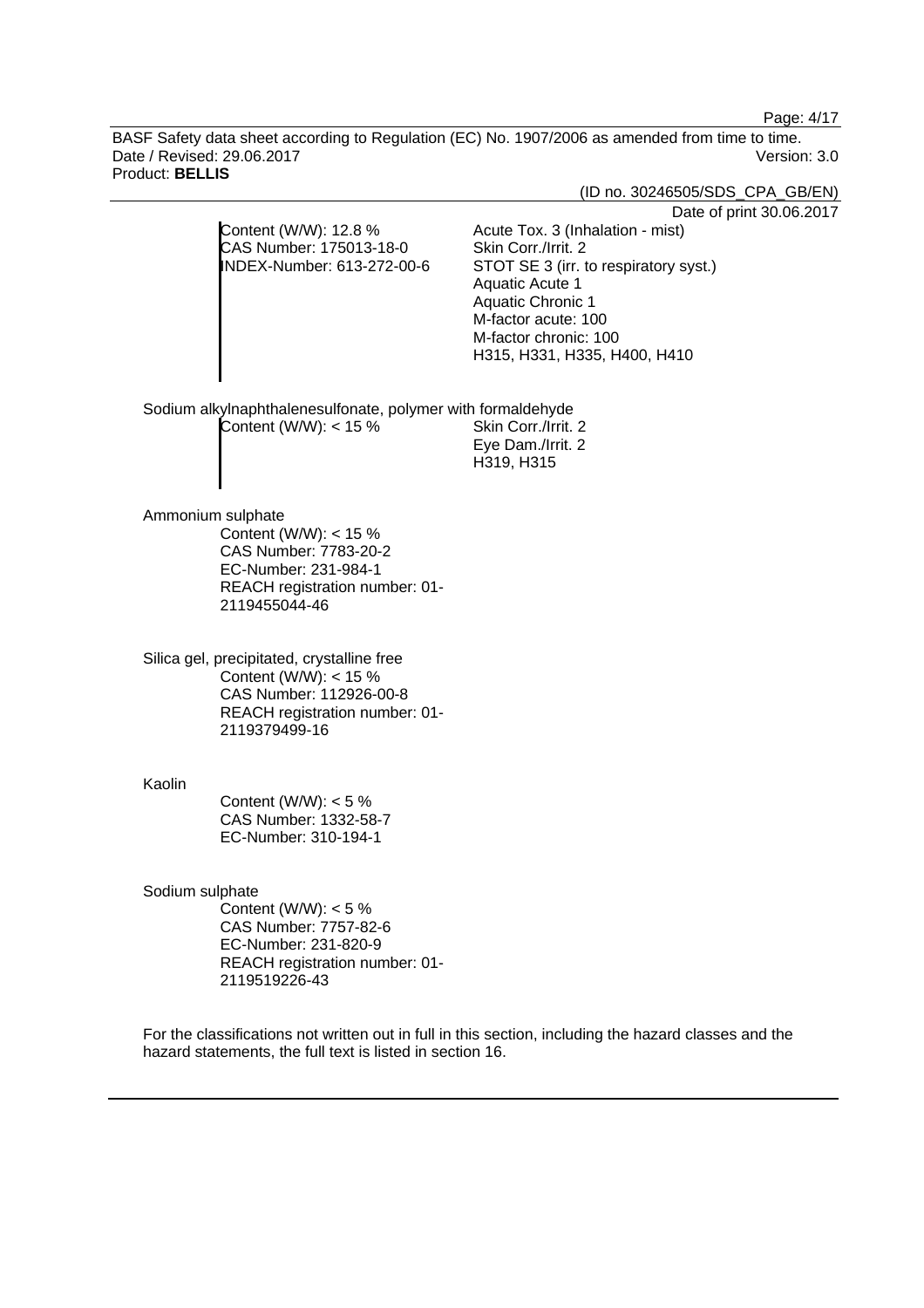| | |
|---|---|
| Content (W/W): 12.8 %<br>CAS Number: 175013-18-0<br>INDEX-Number: 613-272-00-6 | Acute Tox. 3 (Inhalation - mist)<br>Skin Corr./Irrit. 2<br>STOT SE 3 (irr. to respiratory syst.)<br>Aquatic Acute 1<br>Aquatic Chronic 1<br>M-factor acute: 100<br>M-factor chronic: 100<br>H315, H331, H335, H400, H410 |

Sodium alkylnaphthalenesulfonate, polymer with formaldehyde

| | |
|---|---|
| Content (W/W): < 15 % | Skin Corr./Irrit. 2<br>Eye Dam./Irrit. 2<br>H319, H315 |

Ammonium sulphate

Content (W/W): < 15 %
CAS Number: 7783-20-2
EC-Number: 231-984-1
REACH registration number: 01-2119455044-46

Silica gel, precipitated, crystalline free

Content (W/W): < 15 %
CAS Number: 112926-00-8
REACH registration number: 01-2119379499-16

Kaolin

Content (W/W): < 5 %
CAS Number: 1332-58-7
EC-Number: 310-194-1

Sodium sulphate

Content (W/W): < 5 %
CAS Number: 7757-82-6
EC-Number: 231-820-9
REACH registration number: 01-2119519226-43

For the classifications not written out in full in this section, including the hazard classes and the hazard statements, the full text is listed in section 16.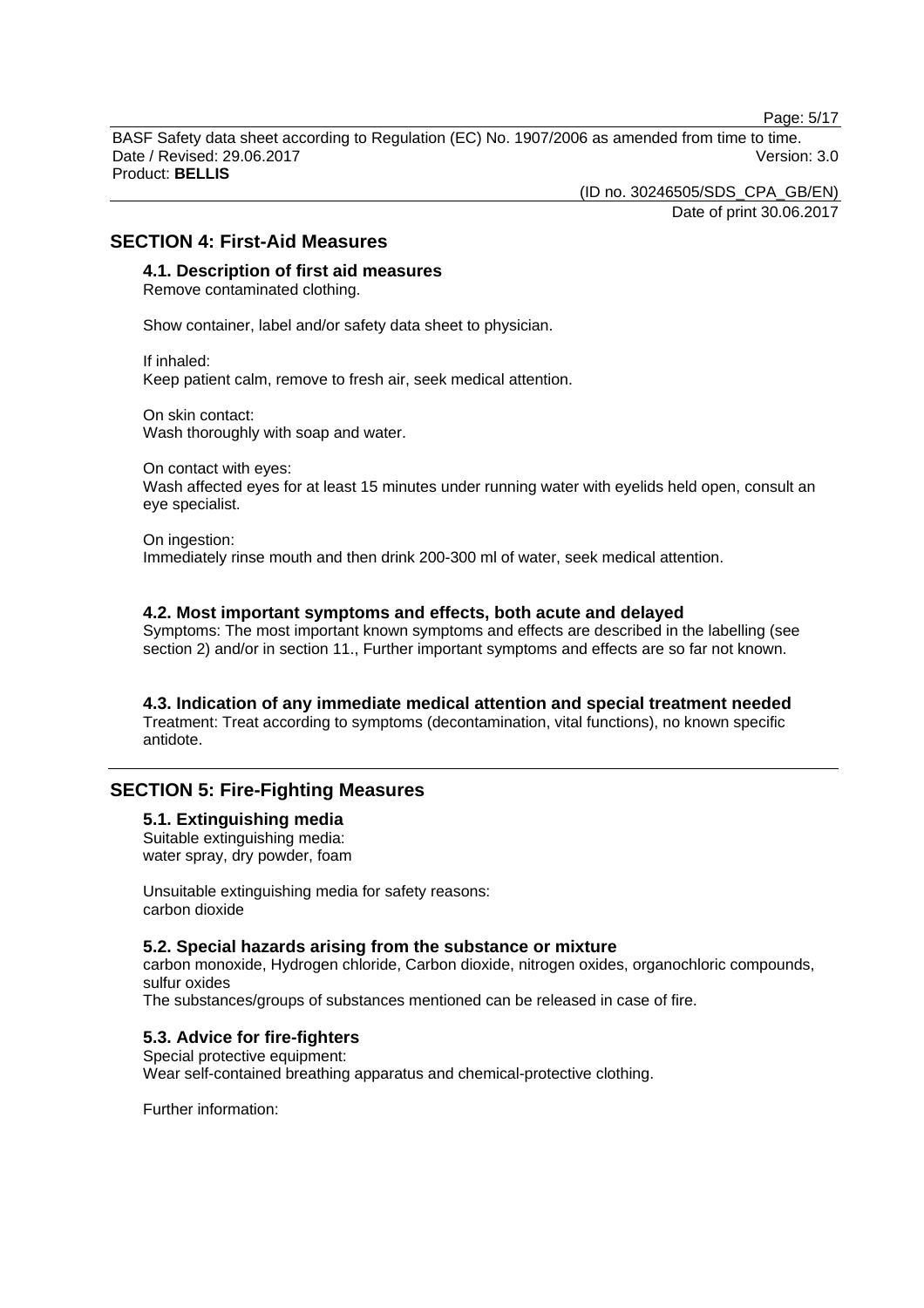## SECTION 4: First-Aid Measures

### 4.1. Description of first aid measures

Remove contaminated clothing.

Show container, label and/or safety data sheet to physician.

If inhaled:
Keep patient calm, remove to fresh air, seek medical attention.

On skin contact:
Wash thoroughly with soap and water.

On contact with eyes:
Wash affected eyes for at least 15 minutes under running water with eyelids held open, consult an eye specialist.

On ingestion:
Immediately rinse mouth and then drink 200-300 ml of water, seek medical attention.

### 4.2. Most important symptoms and effects, both acute and delayed

Symptoms: The most important known symptoms and effects are described in the labelling (see section 2) and/or in section 11., Further important symptoms and effects are so far not known.

### 4.3. Indication of any immediate medical attention and special treatment needed

Treatment: Treat according to symptoms (decontamination, vital functions), no known specific antidote.

## SECTION 5: Fire-Fighting Measures

### 5.1. Extinguishing media

Suitable extinguishing media:
water spray, dry powder, foam

Unsuitable extinguishing media for safety reasons:
carbon dioxide

### 5.2. Special hazards arising from the substance or mixture

carbon monoxide, Hydrogen chloride, Carbon dioxide, nitrogen oxides, organochloric compounds, sulfur oxides
The substances/groups of substances mentioned can be released in case of fire.

### 5.3. Advice for fire-fighters

Special protective equipment:
Wear self-contained breathing apparatus and chemical-protective clothing.

Further information: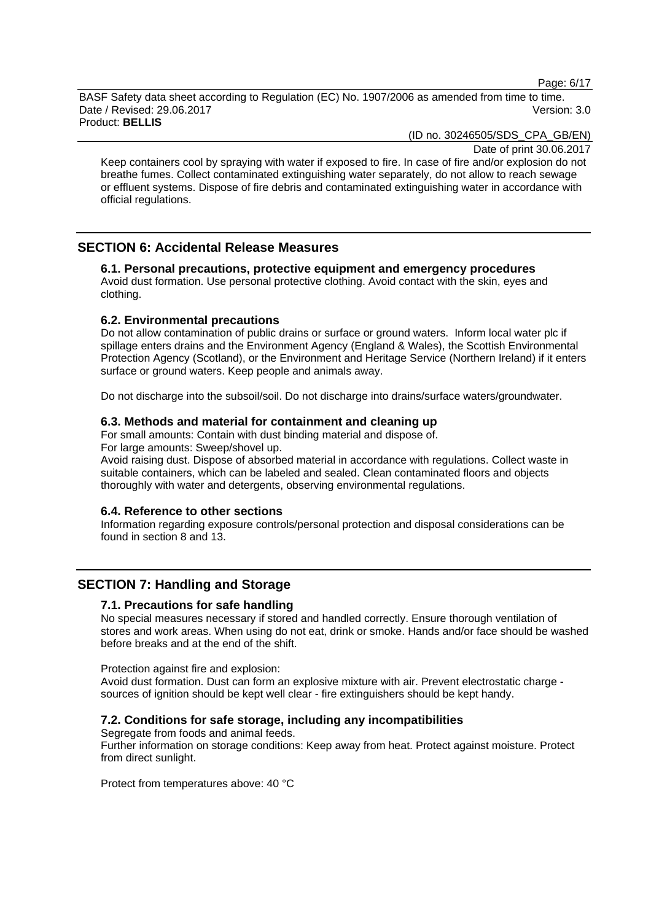Keep containers cool by spraying with water if exposed to fire. In case of fire and/or explosion do not breathe fumes. Collect contaminated extinguishing water separately, do not allow to reach sewage or effluent systems. Dispose of fire debris and contaminated extinguishing water in accordance with official regulations.

## SECTION 6: Accidental Release Measures

### 6.1. Personal precautions, protective equipment and emergency procedures

Avoid dust formation. Use personal protective clothing. Avoid contact with the skin, eyes and clothing.

### 6.2. Environmental precautions

Do not allow contamination of public drains or surface or ground waters. Inform local water plc if spillage enters drains and the Environment Agency (England & Wales), the Scottish Environmental Protection Agency (Scotland), or the Environment and Heritage Service (Northern Ireland) if it enters surface or ground waters. Keep people and animals away.

Do not discharge into the subsoil/soil. Do not discharge into drains/surface waters/groundwater.

### 6.3. Methods and material for containment and cleaning up

For small amounts: Contain with dust binding material and dispose of.
For large amounts: Sweep/shovel up.
Avoid raising dust. Dispose of absorbed material in accordance with regulations. Collect waste in suitable containers, which can be labeled and sealed. Clean contaminated floors and objects thoroughly with water and detergents, observing environmental regulations.

### 6.4. Reference to other sections

Information regarding exposure controls/personal protection and disposal considerations can be found in section 8 and 13.

## SECTION 7: Handling and Storage

### 7.1. Precautions for safe handling

No special measures necessary if stored and handled correctly. Ensure thorough ventilation of stores and work areas. When using do not eat, drink or smoke. Hands and/or face should be washed before breaks and at the end of the shift.

Protection against fire and explosion:
Avoid dust formation. Dust can form an explosive mixture with air. Prevent electrostatic charge - sources of ignition should be kept well clear - fire extinguishers should be kept handy.

### 7.2. Conditions for safe storage, including any incompatibilities

Segregate from foods and animal feeds.
Further information on storage conditions: Keep away from heat. Protect against moisture. Protect from direct sunlight.

Protect from temperatures above: 40 °C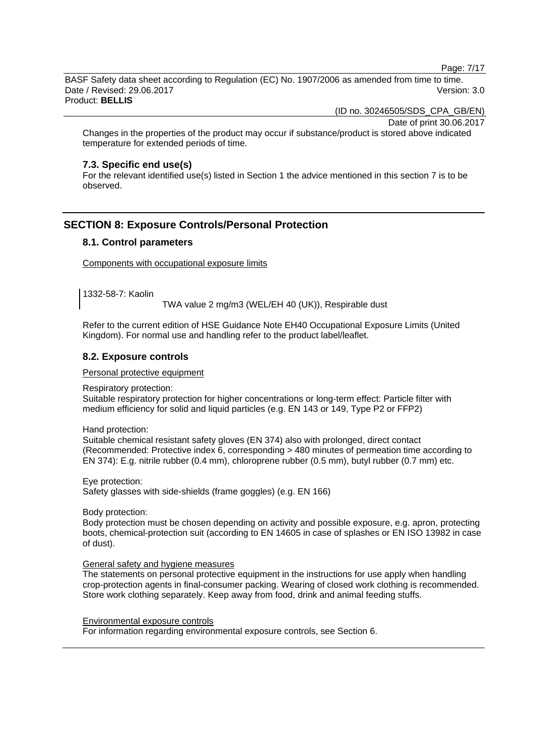Changes in the properties of the product may occur if substance/product is stored above indicated temperature for extended periods of time.

### 7.3. Specific end use(s)

For the relevant identified use(s) listed in Section 1 the advice mentioned in this section 7 is to be observed.

## SECTION 8: Exposure Controls/Personal Protection

### 8.1. Control parameters

Components with occupational exposure limits

1332-58-7: Kaolin

TWA value 2 mg/m3 (WEL/EH 40 (UK)), Respirable dust

Refer to the current edition of HSE Guidance Note EH40 Occupational Exposure Limits (United Kingdom). For normal use and handling refer to the product label/leaflet.

### 8.2. Exposure controls

Personal protective equipment

Respiratory protection:
Suitable respiratory protection for higher concentrations or long-term effect: Particle filter with medium efficiency for solid and liquid particles (e.g. EN 143 or 149, Type P2 or FFP2)

Hand protection:
Suitable chemical resistant safety gloves (EN 374) also with prolonged, direct contact (Recommended: Protective index 6, corresponding > 480 minutes of permeation time according to EN 374): E.g. nitrile rubber (0.4 mm), chloroprene rubber (0.5 mm), butyl rubber (0.7 mm) etc.

Eye protection:
Safety glasses with side-shields (frame goggles) (e.g. EN 166)

Body protection:
Body protection must be chosen depending on activity and possible exposure, e.g. apron, protecting boots, chemical-protection suit (according to EN 14605 in case of splashes or EN ISO 13982 in case of dust).

General safety and hygiene measures

The statements on personal protective equipment in the instructions for use apply when handling crop-protection agents in final-consumer packing. Wearing of closed work clothing is recommended. Store work clothing separately. Keep away from food, drink and animal feeding stuffs.

Environmental exposure controls

For information regarding environmental exposure controls, see Section 6.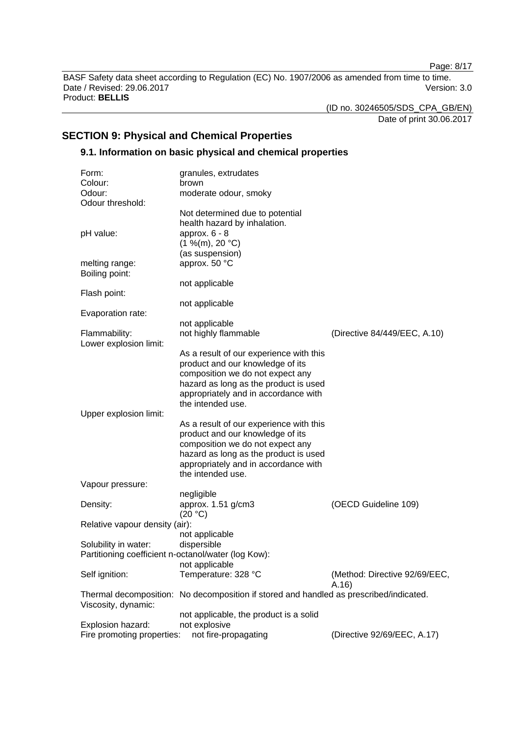## SECTION 9: Physical and Chemical Properties

### 9.1. Information on basic physical and chemical properties

| Property | Value | Method |
|---|---|---|
| Form: | granules, extrudates | |
| Colour: | brown | |
| Odour: | moderate odour, smoky | |
| Odour threshold: | Not determined due to potential health hazard by inhalation. | |
| pH value: | approx. 6 - 8 (1 %(m), 20 °C) (as suspension) | |
| melting range: | approx. 50 °C | |
| Boiling point: | not applicable | |
| Flash point: | not applicable | |
| Evaporation rate: | not applicable | |
| Flammability: | not highly flammable | (Directive 84/449/EEC, A.10) |
| Lower explosion limit: | As a result of our experience with this product and our knowledge of its composition we do not expect any hazard as long as the product is used appropriately and in accordance with the intended use. | |
| Upper explosion limit: | As a result of our experience with this product and our knowledge of its composition we do not expect any hazard as long as the product is used appropriately and in accordance with the intended use. | |
| Vapour pressure: | negligible | |
| Density: | approx. 1.51 g/cm3 (20 °C) | (OECD Guideline 109) |
| Relative vapour density (air): | not applicable | |
| Solubility in water: | dispersible | |
| Partitioning coefficient n-octanol/water (log Kow): | not applicable | |
| Self ignition: | Temperature: 328 °C | (Method: Directive 92/69/EEC, A.16) |
| Thermal decomposition: | No decomposition if stored and handled as prescribed/indicated. | |
| Viscosity, dynamic: | not applicable, the product is a solid | |
| Explosion hazard: | not explosive | |
| Fire promoting properties: | not fire-propagating | (Directive 92/69/EEC, A.17) |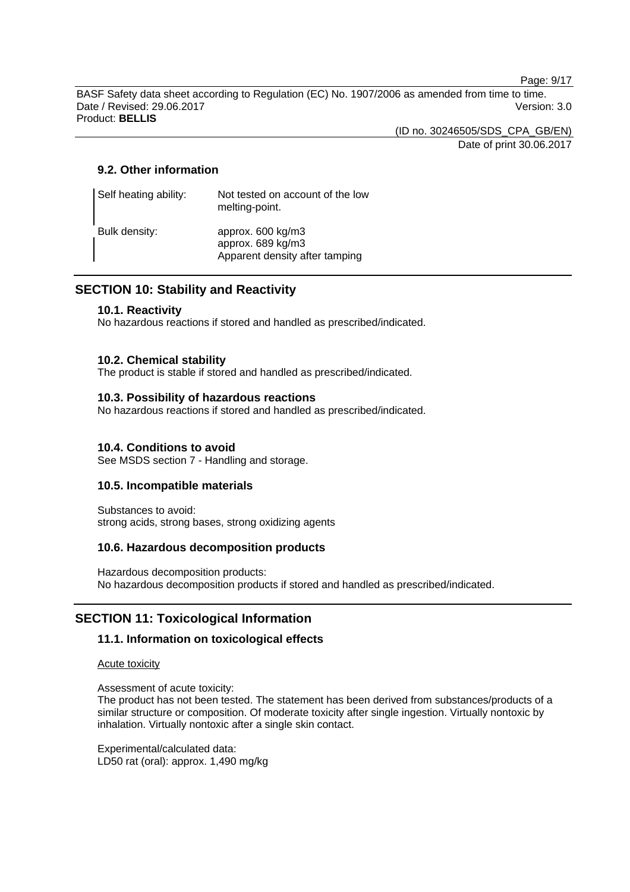### 9.2. Other information

| | |
|---|---|
| Self heating ability: | Not tested on account of the low melting-point. |
| Bulk density: | approx. 600 kg/m3<br>approx. 689 kg/m3<br>Apparent density after tamping |

## SECTION 10: Stability and Reactivity

### 10.1. Reactivity

No hazardous reactions if stored and handled as prescribed/indicated.

### 10.2. Chemical stability

The product is stable if stored and handled as prescribed/indicated.

### 10.3. Possibility of hazardous reactions

No hazardous reactions if stored and handled as prescribed/indicated.

### 10.4. Conditions to avoid

See MSDS section 7 - Handling and storage.

### 10.5. Incompatible materials

Substances to avoid:
strong acids, strong bases, strong oxidizing agents

### 10.6. Hazardous decomposition products

Hazardous decomposition products:
No hazardous decomposition products if stored and handled as prescribed/indicated.

## SECTION 11: Toxicological Information

### 11.1. Information on toxicological effects

Acute toxicity

Assessment of acute toxicity:
The product has not been tested. The statement has been derived from substances/products of a similar structure or composition. Of moderate toxicity after single ingestion. Virtually nontoxic by inhalation. Virtually nontoxic after a single skin contact.

Experimental/calculated data:
LD50 rat (oral): approx. 1,490 mg/kg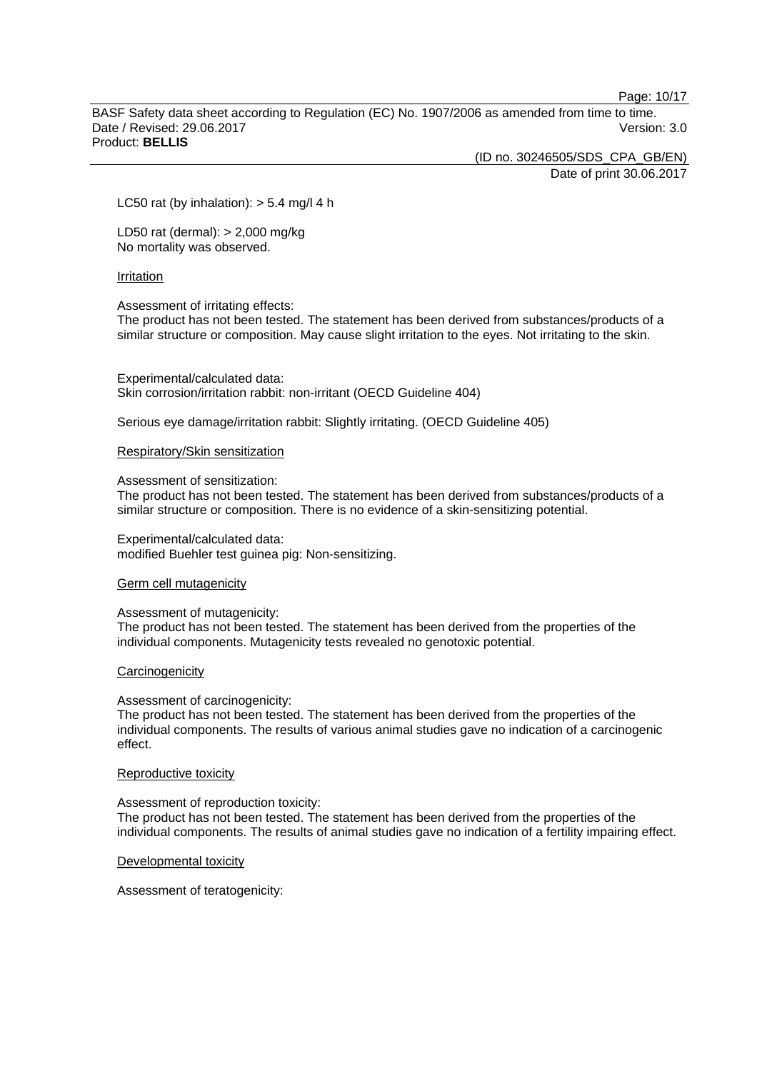LC50 rat (by inhalation): > 5.4 mg/l 4 h

LD50 rat (dermal): > 2,000 mg/kg
No mortality was observed.

#### Irritation

Assessment of irritating effects:
The product has not been tested. The statement has been derived from substances/products of a similar structure or composition. May cause slight irritation to the eyes. Not irritating to the skin.

Experimental/calculated data:
Skin corrosion/irritation rabbit: non-irritant (OECD Guideline 404)

Serious eye damage/irritation rabbit: Slightly irritating. (OECD Guideline 405)

#### Respiratory/Skin sensitization

Assessment of sensitization:
The product has not been tested. The statement has been derived from substances/products of a similar structure or composition. There is no evidence of a skin-sensitizing potential.

Experimental/calculated data:
modified Buehler test guinea pig: Non-sensitizing.

#### Germ cell mutagenicity

Assessment of mutagenicity:
The product has not been tested. The statement has been derived from the properties of the individual components. Mutagenicity tests revealed no genotoxic potential.

#### Carcinogenicity

Assessment of carcinogenicity:
The product has not been tested. The statement has been derived from the properties of the individual components. The results of various animal studies gave no indication of a carcinogenic effect.

#### Reproductive toxicity

Assessment of reproduction toxicity:
The product has not been tested. The statement has been derived from the properties of the individual components. The results of animal studies gave no indication of a fertility impairing effect.

#### Developmental toxicity

Assessment of teratogenicity: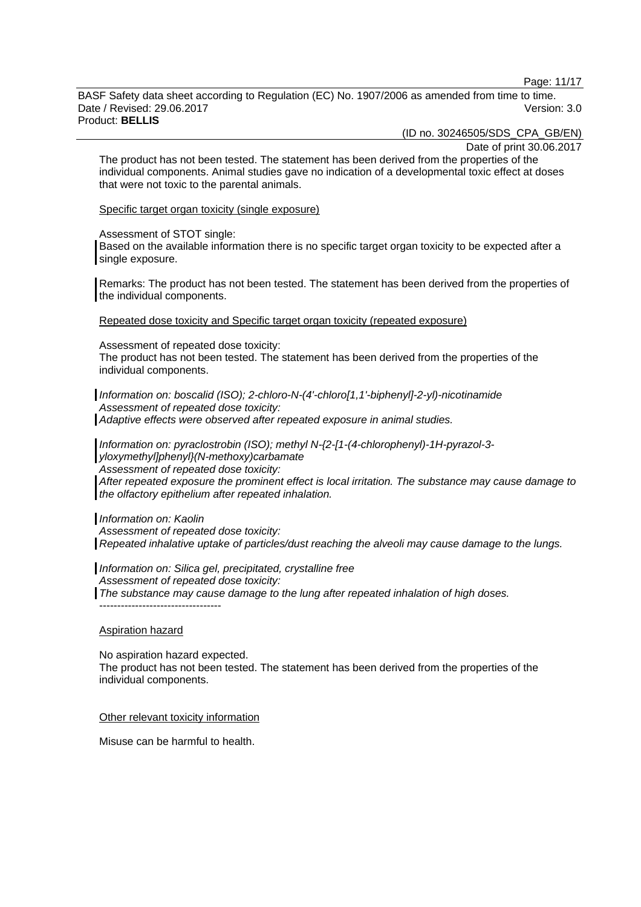The product has not been tested. The statement has been derived from the properties of the individual components. Animal studies gave no indication of a developmental toxic effect at doses that were not toxic to the parental animals.

Specific target organ toxicity (single exposure)

Assessment of STOT single:
Based on the available information there is no specific target organ toxicity to be expected after a single exposure.

Remarks: The product has not been tested. The statement has been derived from the properties of the individual components.

Repeated dose toxicity and Specific target organ toxicity (repeated exposure)

Assessment of repeated dose toxicity:
The product has not been tested. The statement has been derived from the properties of the individual components.

*Information on: boscalid (ISO); 2-chloro-N-(4'-chloro[1,1'-biphenyl]-2-yl)-nicotinamide*
*Assessment of repeated dose toxicity:*
*Adaptive effects were observed after repeated exposure in animal studies.*

*Information on: pyraclostrobin (ISO); methyl N-{2-[1-(4-chlorophenyl)-1H-pyrazol-3-yloxymethyl]phenyl}(N-methoxy)carbamate*
*Assessment of repeated dose toxicity:*
*After repeated exposure the prominent effect is local irritation. The substance may cause damage to the olfactory epithelium after repeated inhalation.*

*Information on: Kaolin*
*Assessment of repeated dose toxicity:*
*Repeated inhalative uptake of particles/dust reaching the alveoli may cause damage to the lungs.*

*Information on: Silica gel, precipitated, crystalline free*
*Assessment of repeated dose toxicity:*
*The substance may cause damage to the lung after repeated inhalation of high doses.*
----------------------------------

Aspiration hazard

No aspiration hazard expected.
The product has not been tested. The statement has been derived from the properties of the individual components.

Other relevant toxicity information

Misuse can be harmful to health.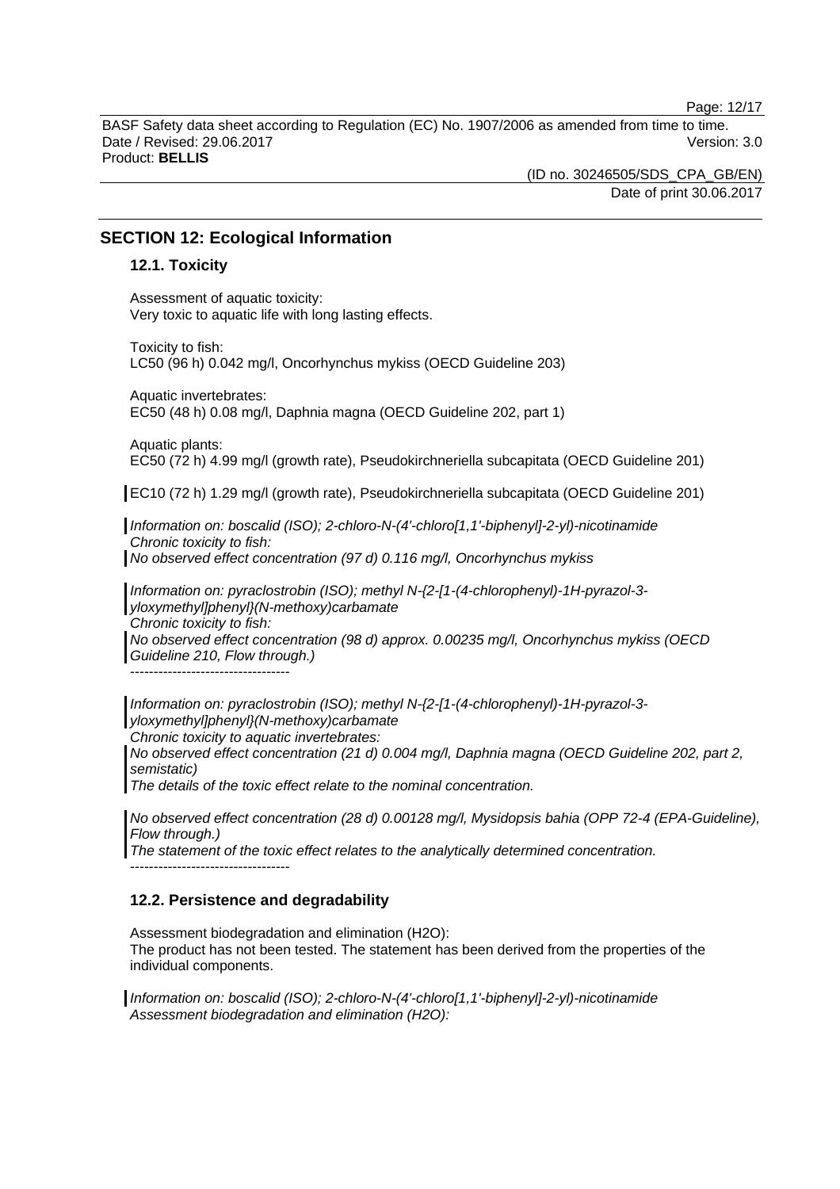## SECTION 12: Ecological Information

### 12.1. Toxicity

Assessment of aquatic toxicity:
Very toxic to aquatic life with long lasting effects.

Toxicity to fish:
LC50 (96 h) 0.042 mg/l, Oncorhynchus mykiss (OECD Guideline 203)

Aquatic invertebrates:
EC50 (48 h) 0.08 mg/l, Daphnia magna (OECD Guideline 202, part 1)

Aquatic plants:
EC50 (72 h) 4.99 mg/l (growth rate), Pseudokirchneriella subcapitata (OECD Guideline 201)

EC10 (72 h) 1.29 mg/l (growth rate), Pseudokirchneriella subcapitata (OECD Guideline 201)

*Information on: boscalid (ISO); 2-chloro-N-(4'-chloro[1,1'-biphenyl]-2-yl)-nicotinamide*
*Chronic toxicity to fish:*
*No observed effect concentration (97 d) 0.116 mg/l, Oncorhynchus mykiss*

*Information on: pyraclostrobin (ISO); methyl N-{2-[1-(4-chlorophenyl)-1H-pyrazol-3-yloxymethyl]phenyl}(N-methoxy)carbamate*
*Chronic toxicity to fish:*
*No observed effect concentration (98 d) approx. 0.00235 mg/l, Oncorhynchus mykiss (OECD Guideline 210, Flow through.)*
----------------------------------

*Information on: pyraclostrobin (ISO); methyl N-{2-[1-(4-chlorophenyl)-1H-pyrazol-3-yloxymethyl]phenyl}(N-methoxy)carbamate*
*Chronic toxicity to aquatic invertebrates:*
*No observed effect concentration (21 d) 0.004 mg/l, Daphnia magna (OECD Guideline 202, part 2, semistatic)*
*The details of the toxic effect relate to the nominal concentration.*

*No observed effect concentration (28 d) 0.00128 mg/l, Mysidopsis bahia (OPP 72-4 (EPA-Guideline), Flow through.)*
*The statement of the toxic effect relates to the analytically determined concentration.*
----------------------------------

### 12.2. Persistence and degradability

Assessment biodegradation and elimination (H2O):
The product has not been tested. The statement has been derived from the properties of the individual components.

*Information on: boscalid (ISO); 2-chloro-N-(4'-chloro[1,1'-biphenyl]-2-yl)-nicotinamide*
*Assessment biodegradation and elimination (H2O):*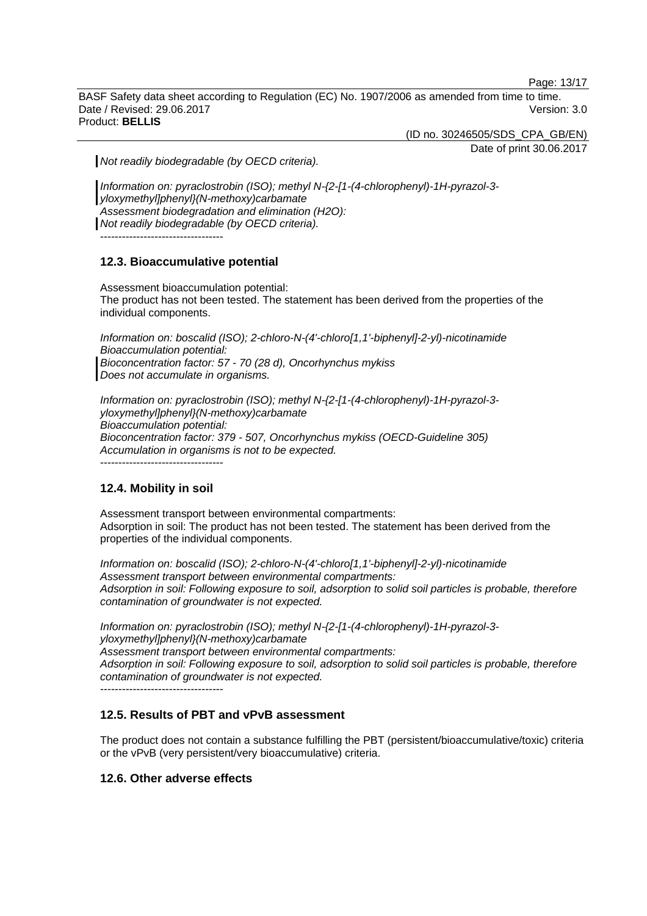*Not readily biodegradable (by OECD criteria).*

*Information on: pyraclostrobin (ISO); methyl N-{2-[1-(4-chlorophenyl)-1H-pyrazol-3-yloxymethyl]phenyl}(N-methoxy)carbamate*
*Assessment biodegradation and elimination (H2O):*
*Not readily biodegradable (by OECD criteria).*
----------------------------------

### 12.3. Bioaccumulative potential

Assessment bioaccumulation potential:
The product has not been tested. The statement has been derived from the properties of the individual components.

*Information on: boscalid (ISO); 2-chloro-N-(4'-chloro[1,1'-biphenyl]-2-yl)-nicotinamide*
*Bioaccumulation potential:*
*Bioconcentration factor: 57 - 70 (28 d), Oncorhynchus mykiss*
*Does not accumulate in organisms.*

*Information on: pyraclostrobin (ISO); methyl N-{2-[1-(4-chlorophenyl)-1H-pyrazol-3-yloxymethyl]phenyl}(N-methoxy)carbamate*
*Bioaccumulation potential:*
*Bioconcentration factor: 379 - 507, Oncorhynchus mykiss (OECD-Guideline 305)*
*Accumulation in organisms is not to be expected.*
----------------------------------

### 12.4. Mobility in soil

Assessment transport between environmental compartments:
Adsorption in soil: The product has not been tested. The statement has been derived from the properties of the individual components.

*Information on: boscalid (ISO); 2-chloro-N-(4'-chloro[1,1'-biphenyl]-2-yl)-nicotinamide*
*Assessment transport between environmental compartments:*
*Adsorption in soil: Following exposure to soil, adsorption to solid soil particles is probable, therefore contamination of groundwater is not expected.*

*Information on: pyraclostrobin (ISO); methyl N-{2-[1-(4-chlorophenyl)-1H-pyrazol-3-yloxymethyl]phenyl}(N-methoxy)carbamate*
*Assessment transport between environmental compartments:*
*Adsorption in soil: Following exposure to soil, adsorption to solid soil particles is probable, therefore contamination of groundwater is not expected.*
----------------------------------

### 12.5. Results of PBT and vPvB assessment

The product does not contain a substance fulfilling the PBT (persistent/bioaccumulative/toxic) criteria or the vPvB (very persistent/very bioaccumulative) criteria.

### 12.6. Other adverse effects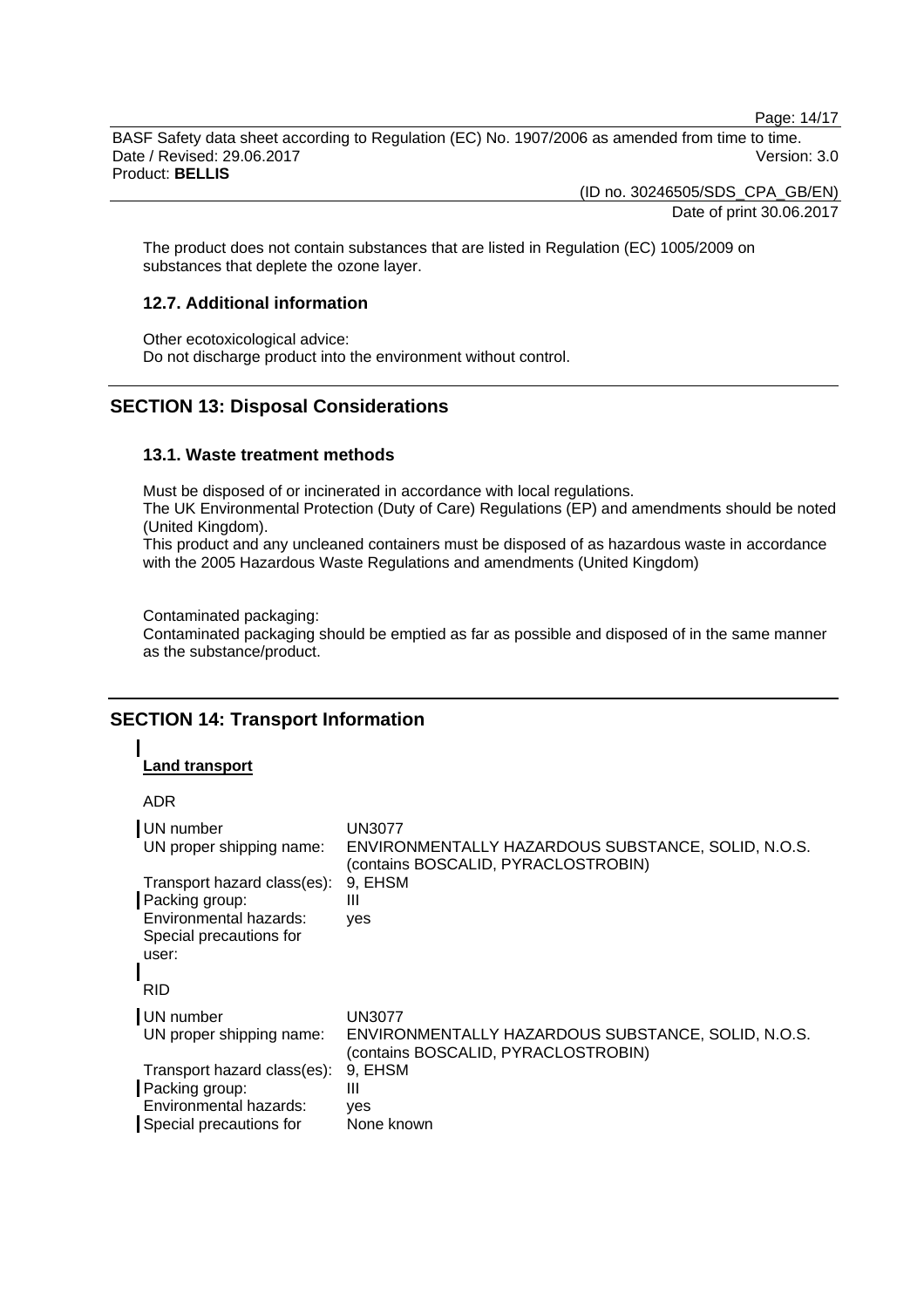The product does not contain substances that are listed in Regulation (EC) 1005/2009 on substances that deplete the ozone layer.

### 12.7. Additional information

Other ecotoxicological advice:
Do not discharge product into the environment without control.

## SECTION 13: Disposal Considerations

### 13.1. Waste treatment methods

Must be disposed of or incinerated in accordance with local regulations.
The UK Environmental Protection (Duty of Care) Regulations (EP) and amendments should be noted (United Kingdom).
This product and any uncleaned containers must be disposed of as hazardous waste in accordance with the 2005 Hazardous Waste Regulations and amendments (United Kingdom)

Contaminated packaging:
Contaminated packaging should be emptied as far as possible and disposed of in the same manner as the substance/product.

## SECTION 14: Transport Information

**Land transport**

ADR

| | |
|---|---|
| UN number | UN3077 |
| UN proper shipping name: | ENVIRONMENTALLY HAZARDOUS SUBSTANCE, SOLID, N.O.S. (contains BOSCALID, PYRACLOSTROBIN) |
| Transport hazard class(es): | 9, EHSM |
| Packing group: | III |
| Environmental hazards: | yes |
| Special precautions for user: | |

RID

| | |
|---|---|
| UN number | UN3077 |
| UN proper shipping name: | ENVIRONMENTALLY HAZARDOUS SUBSTANCE, SOLID, N.O.S. (contains BOSCALID, PYRACLOSTROBIN) |
| Transport hazard class(es): | 9, EHSM |
| Packing group: | III |
| Environmental hazards: | yes |
| Special precautions for | None known |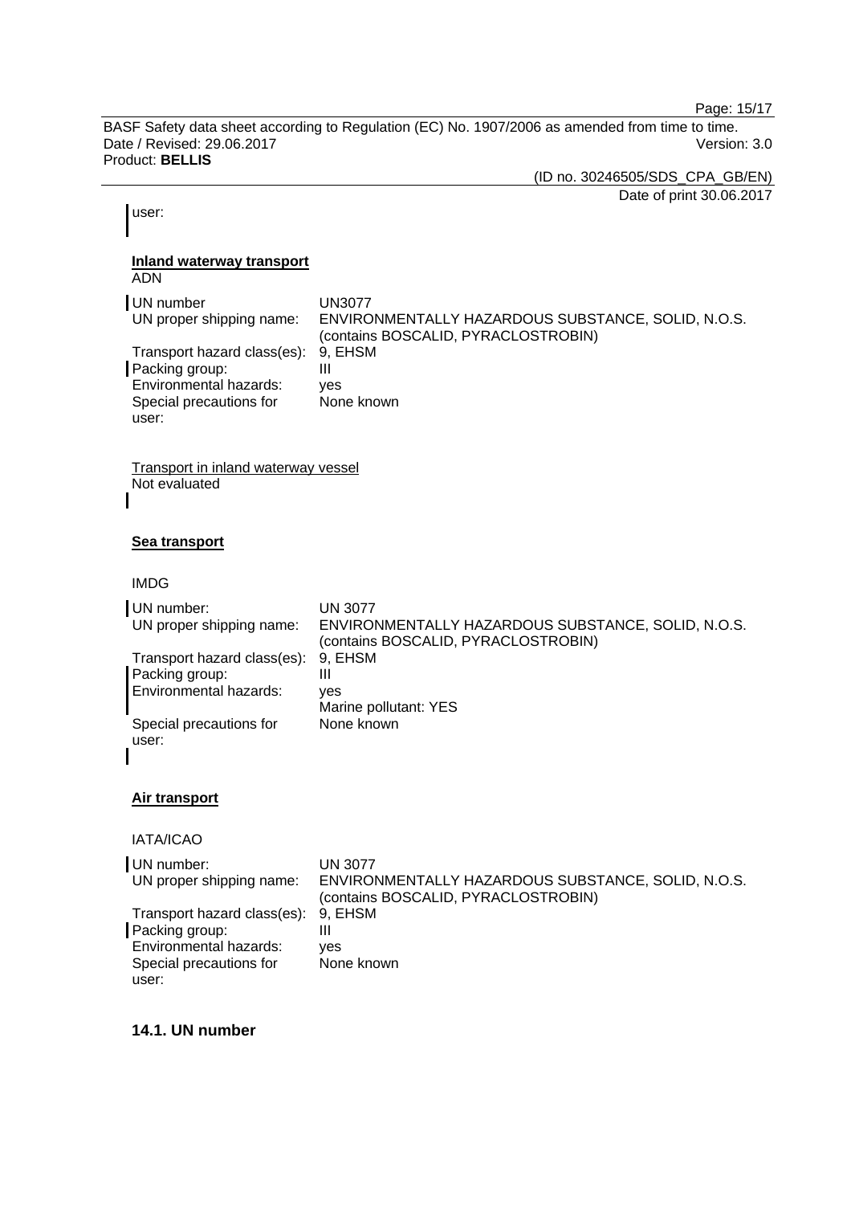user:

**Inland waterway transport**

ADN

| | |
|---|---|
| UN number | UN3077 |
| UN proper shipping name: | ENVIRONMENTALLY HAZARDOUS SUBSTANCE, SOLID, N.O.S. (contains BOSCALID, PYRACLOSTROBIN) |
| Transport hazard class(es): | 9, EHSM |
| Packing group: | III |
| Environmental hazards: | yes |
| Special precautions for user: | None known |

Transport in inland waterway vessel

Not evaluated

**Sea transport**

IMDG

| | |
|---|---|
| UN number: | UN 3077 |
| UN proper shipping name: | ENVIRONMENTALLY HAZARDOUS SUBSTANCE, SOLID, N.O.S. (contains BOSCALID, PYRACLOSTROBIN) |
| Transport hazard class(es): | 9, EHSM |
| Packing group: | III |
| Environmental hazards: | yes<br>Marine pollutant: YES |
| Special precautions for user: | None known |

**Air transport**

IATA/ICAO

| | |
|---|---|
| UN number: | UN 3077 |
| UN proper shipping name: | ENVIRONMENTALLY HAZARDOUS SUBSTANCE, SOLID, N.O.S. (contains BOSCALID, PYRACLOSTROBIN) |
| Transport hazard class(es): | 9, EHSM |
| Packing group: | III |
| Environmental hazards: | yes |
| Special precautions for user: | None known |

### 14.1. UN number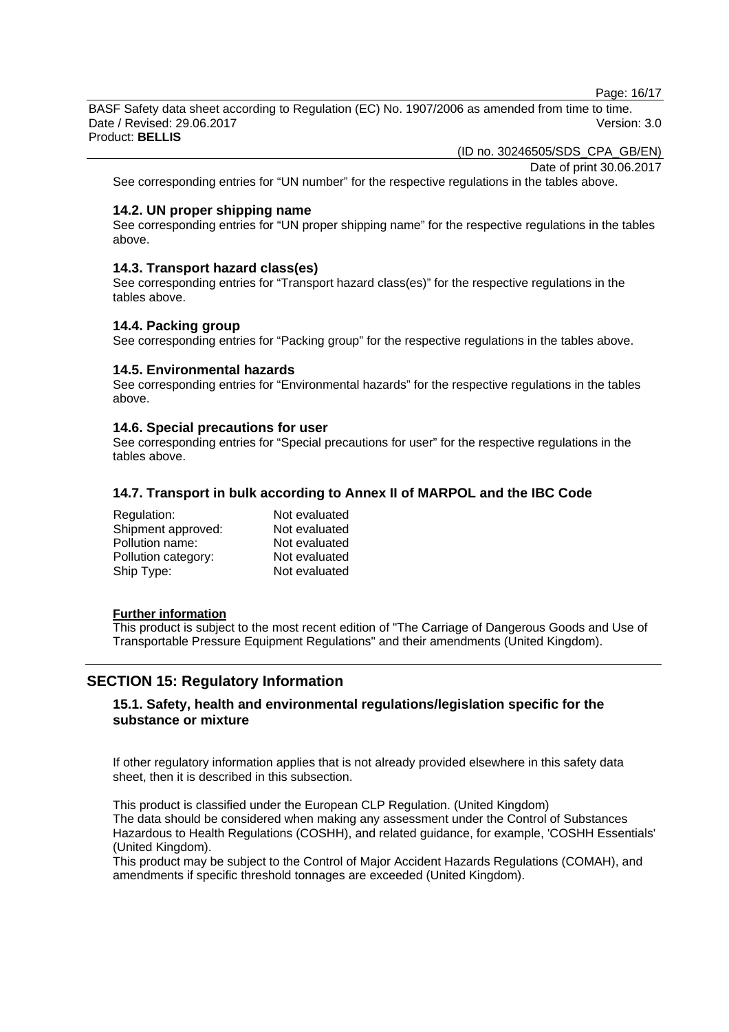See corresponding entries for “UN number” for the respective regulations in the tables above.

### 14.2. UN proper shipping name

See corresponding entries for “UN proper shipping name” for the respective regulations in the tables above.

### 14.3. Transport hazard class(es)

See corresponding entries for “Transport hazard class(es)” for the respective regulations in the tables above.

### 14.4. Packing group

See corresponding entries for “Packing group” for the respective regulations in the tables above.

### 14.5. Environmental hazards

See corresponding entries for “Environmental hazards” for the respective regulations in the tables above.

### 14.6. Special precautions for user

See corresponding entries for “Special precautions for user” for the respective regulations in the tables above.

### 14.7. Transport in bulk according to Annex II of MARPOL and the IBC Code

| | |
|---|---|
| Regulation: | Not evaluated |
| Shipment approved: | Not evaluated |
| Pollution name: | Not evaluated |
| Pollution category: | Not evaluated |
| Ship Type: | Not evaluated |

**Further information**

This product is subject to the most recent edition of "The Carriage of Dangerous Goods and Use of Transportable Pressure Equipment Regulations" and their amendments (United Kingdom).

## SECTION 15: Regulatory Information

### 15.1. Safety, health and environmental regulations/legislation specific for the substance or mixture

If other regulatory information applies that is not already provided elsewhere in this safety data sheet, then it is described in this subsection.

This product is classified under the European CLP Regulation. (United Kingdom)
The data should be considered when making any assessment under the Control of Substances Hazardous to Health Regulations (COSHH), and related guidance, for example, 'COSHH Essentials' (United Kingdom).
This product may be subject to the Control of Major Accident Hazards Regulations (COMAH), and amendments if specific threshold tonnages are exceeded (United Kingdom).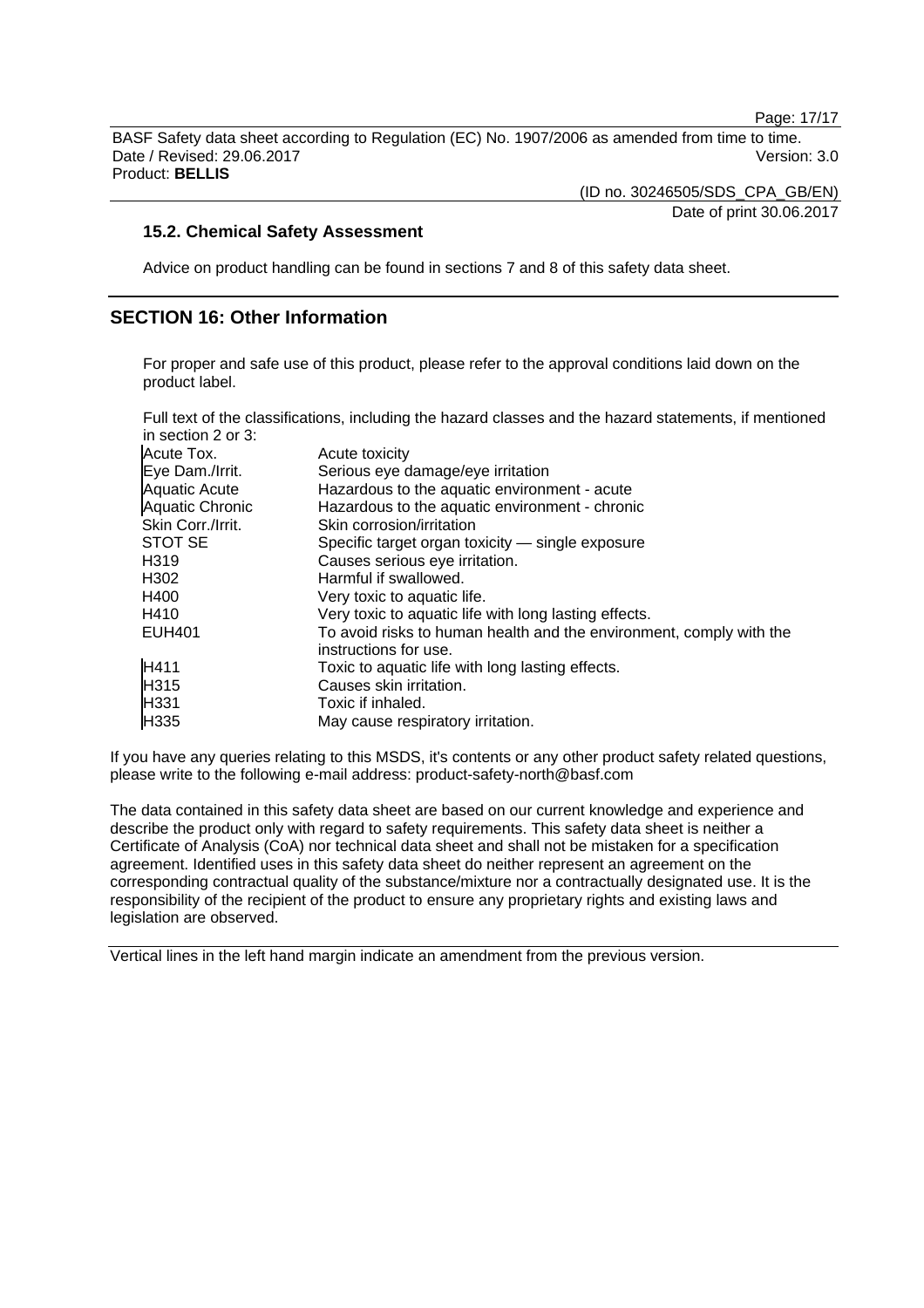### 15.2. Chemical Safety Assessment

Advice on product handling can be found in sections 7 and 8 of this safety data sheet.

## SECTION 16: Other Information

For proper and safe use of this product, please refer to the approval conditions laid down on the product label.

Full text of the classifications, including the hazard classes and the hazard statements, if mentioned in section 2 or 3:

| | |
|---|---|
| Acute Tox. | Acute toxicity |
| Eye Dam./Irrit. | Serious eye damage/eye irritation |
| Aquatic Acute | Hazardous to the aquatic environment - acute |
| Aquatic Chronic | Hazardous to the aquatic environment - chronic |
| Skin Corr./Irrit. | Skin corrosion/irritation |
| STOT SE | Specific target organ toxicity — single exposure |
| H319 | Causes serious eye irritation. |
| H302 | Harmful if swallowed. |
| H400 | Very toxic to aquatic life. |
| H410 | Very toxic to aquatic life with long lasting effects. |
| EUH401 | To avoid risks to human health and the environment, comply with the instructions for use. |
| H411 | Toxic to aquatic life with long lasting effects. |
| H315 | Causes skin irritation. |
| H331 | Toxic if inhaled. |
| H335 | May cause respiratory irritation. |

If you have any queries relating to this MSDS, it's contents or any other product safety related questions, please write to the following e-mail address: product-safety-north@basf.com

The data contained in this safety data sheet are based on our current knowledge and experience and describe the product only with regard to safety requirements. This safety data sheet is neither a Certificate of Analysis (CoA) nor technical data sheet and shall not be mistaken for a specification agreement. Identified uses in this safety data sheet do neither represent an agreement on the corresponding contractual quality of the substance/mixture nor a contractually designated use. It is the responsibility of the recipient of the product to ensure any proprietary rights and existing laws and legislation are observed.

Vertical lines in the left hand margin indicate an amendment from the previous version.